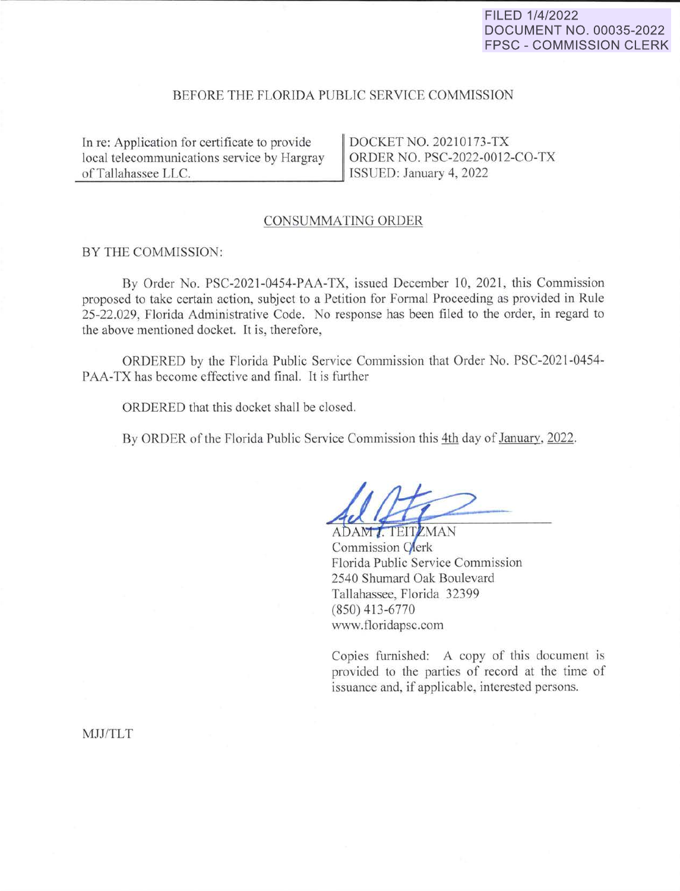FILED 1/4/2022
DOCUMENT NO. 00035-2022
FPSC - COMMISSION CLERK

BEFORE THE FLORIDA PUBLIC SERVICE COMMISSION

| In re: Application for certificate to provide local telecommunications service by Hargray of Tallahassee LLC. | DOCKET NO. 20210173-TX<br>ORDER NO. PSC-2022-0012-CO-TX<br>ISSUED: January 4, 2022 |
| --- | --- |

CONSUMMATING ORDER

BY THE COMMISSION:

By Order No. PSC-2021-0454-PAA-TX, issued December 10, 2021, this Commission proposed to take certain action, subject to a Petition for Formal Proceeding as provided in Rule 25-22.029, Florida Administrative Code. No response has been filed to the order, in regard to the above mentioned docket. It is, therefore,

ORDERED by the Florida Public Service Commission that Order No. PSC-2021-0454-PAA-TX has become effective and final. It is further

ORDERED that this docket shall be closed.

By ORDER of the Florida Public Service Commission this 4th day of January, 2022.

ADAM J. TEITZMAN
Commission Clerk
Florida Public Service Commission
2540 Shumard Oak Boulevard
Tallahassee, Florida 32399
(850) 413-6770
www.floridapsc.com

Copies furnished: A copy of this document is provided to the parties of record at the time of issuance and, if applicable, interested persons.

MJJ/TLT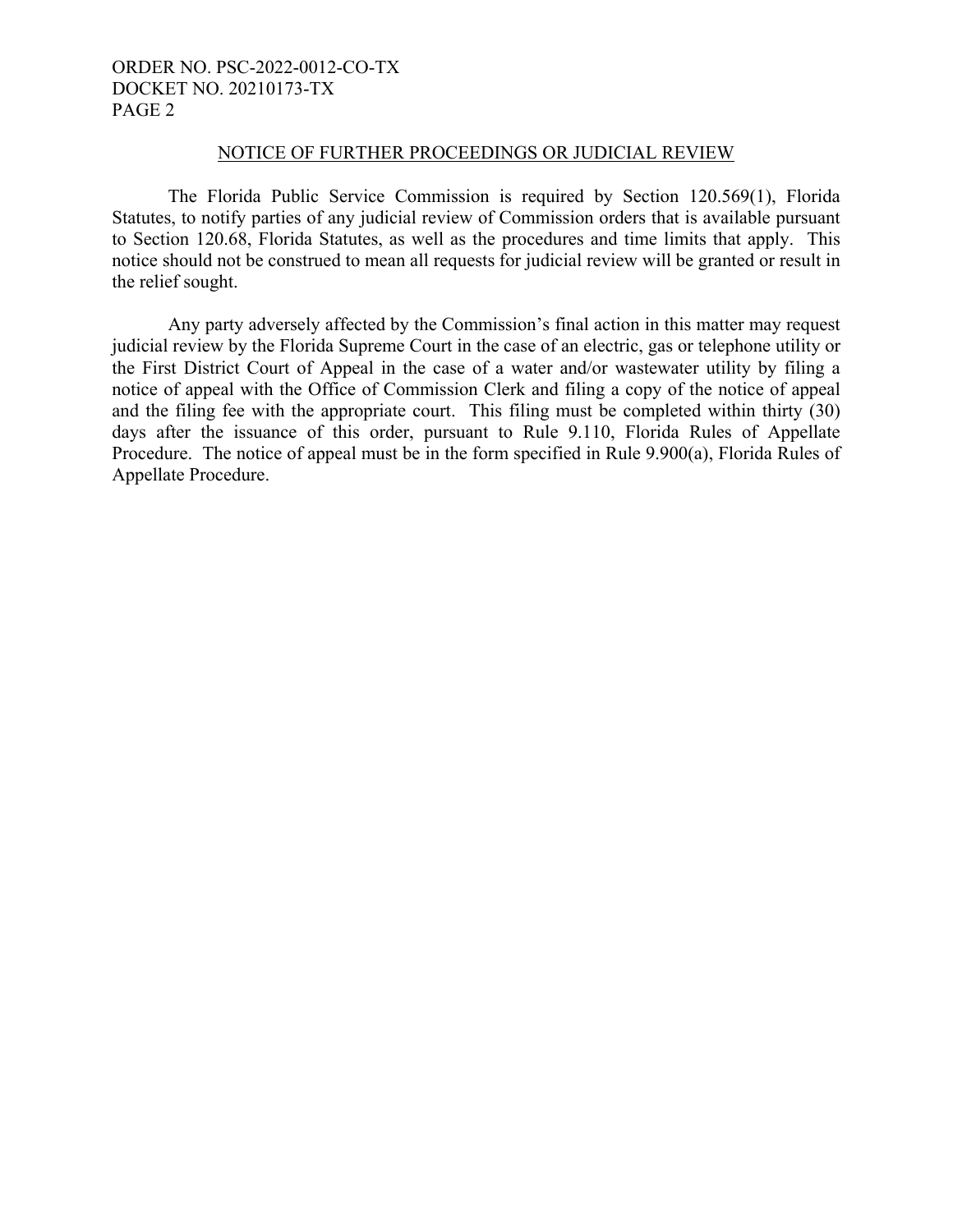## NOTICE OF FURTHER PROCEEDINGS OR JUDICIAL REVIEW

The Florida Public Service Commission is required by Section 120.569(1), Florida Statutes, to notify parties of any judicial review of Commission orders that is available pursuant to Section 120.68, Florida Statutes, as well as the procedures and time limits that apply. This notice should not be construed to mean all requests for judicial review will be granted or result in the relief sought.

Any party adversely affected by the Commission's final action in this matter may request judicial review by the Florida Supreme Court in the case of an electric, gas or telephone utility or the First District Court of Appeal in the case of a water and/or wastewater utility by filing a notice of appeal with the Office of Commission Clerk and filing a copy of the notice of appeal and the filing fee with the appropriate court. This filing must be completed within thirty (30) days after the issuance of this order, pursuant to Rule 9.110, Florida Rules of Appellate Procedure. The notice of appeal must be in the form specified in Rule 9.900(a), Florida Rules of Appellate Procedure.